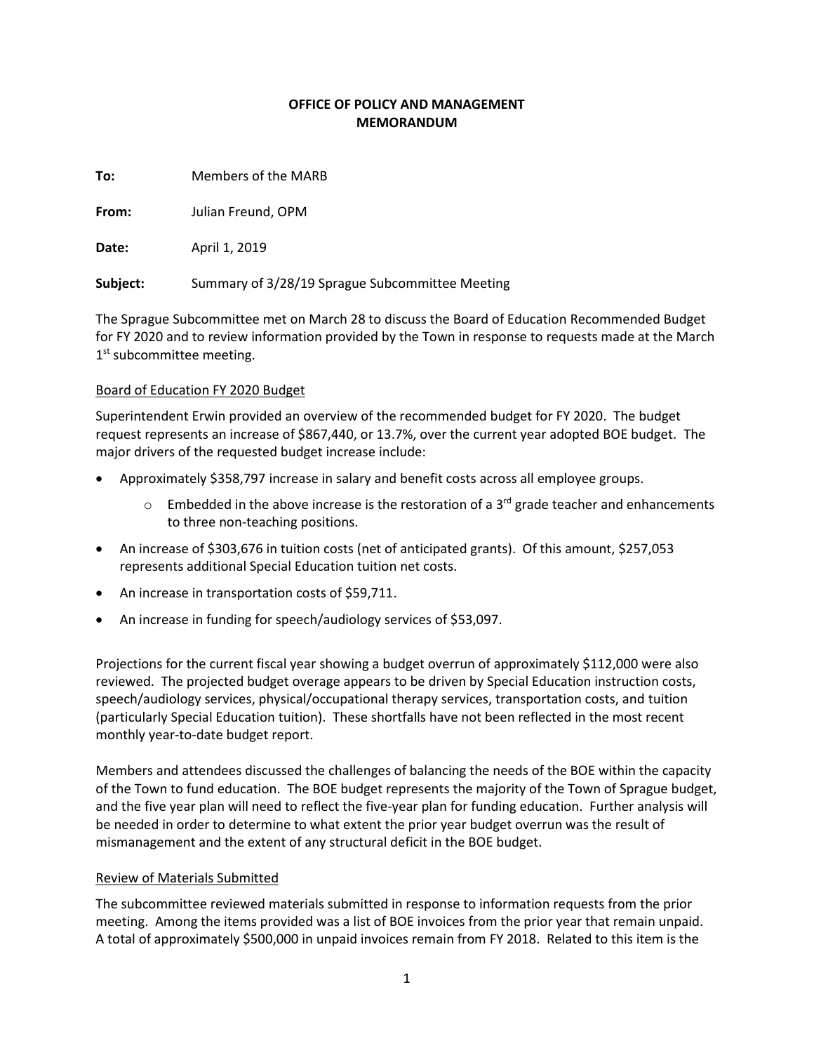**OFFICE OF POLICY AND MANAGEMENT**
**MEMORANDUM**

**To:** Members of the MARB

**From:** Julian Freund, OPM

**Date:** April 1, 2019

**Subject:** Summary of 3/28/19 Sprague Subcommittee Meeting

The Sprague Subcommittee met on March 28 to discuss the Board of Education Recommended Budget for FY 2020 and to review information provided by the Town in response to requests made at the March 1st subcommittee meeting.

<u>Board of Education FY 2020 Budget</u>

Superintendent Erwin provided an overview of the recommended budget for FY 2020. The budget request represents an increase of $867,440, or 13.7%, over the current year adopted BOE budget. The major drivers of the requested budget increase include:

- Approximately $358,797 increase in salary and benefit costs across all employee groups.
  - Embedded in the above increase is the restoration of a 3rd grade teacher and enhancements to three non-teaching positions.
- An increase of $303,676 in tuition costs (net of anticipated grants). Of this amount, $257,053 represents additional Special Education tuition net costs.
- An increase in transportation costs of $59,711.
- An increase in funding for speech/audiology services of $53,097.

Projections for the current fiscal year showing a budget overrun of approximately $112,000 were also reviewed. The projected budget overage appears to be driven by Special Education instruction costs, speech/audiology services, physical/occupational therapy services, transportation costs, and tuition (particularly Special Education tuition). These shortfalls have not been reflected in the most recent monthly year-to-date budget report.

Members and attendees discussed the challenges of balancing the needs of the BOE within the capacity of the Town to fund education. The BOE budget represents the majority of the Town of Sprague budget, and the five year plan will need to reflect the five-year plan for funding education. Further analysis will be needed in order to determine to what extent the prior year budget overrun was the result of mismanagement and the extent of any structural deficit in the BOE budget.

<u>Review of Materials Submitted</u>

The subcommittee reviewed materials submitted in response to information requests from the prior meeting. Among the items provided was a list of BOE invoices from the prior year that remain unpaid. A total of approximately $500,000 in unpaid invoices remain from FY 2018. Related to this item is the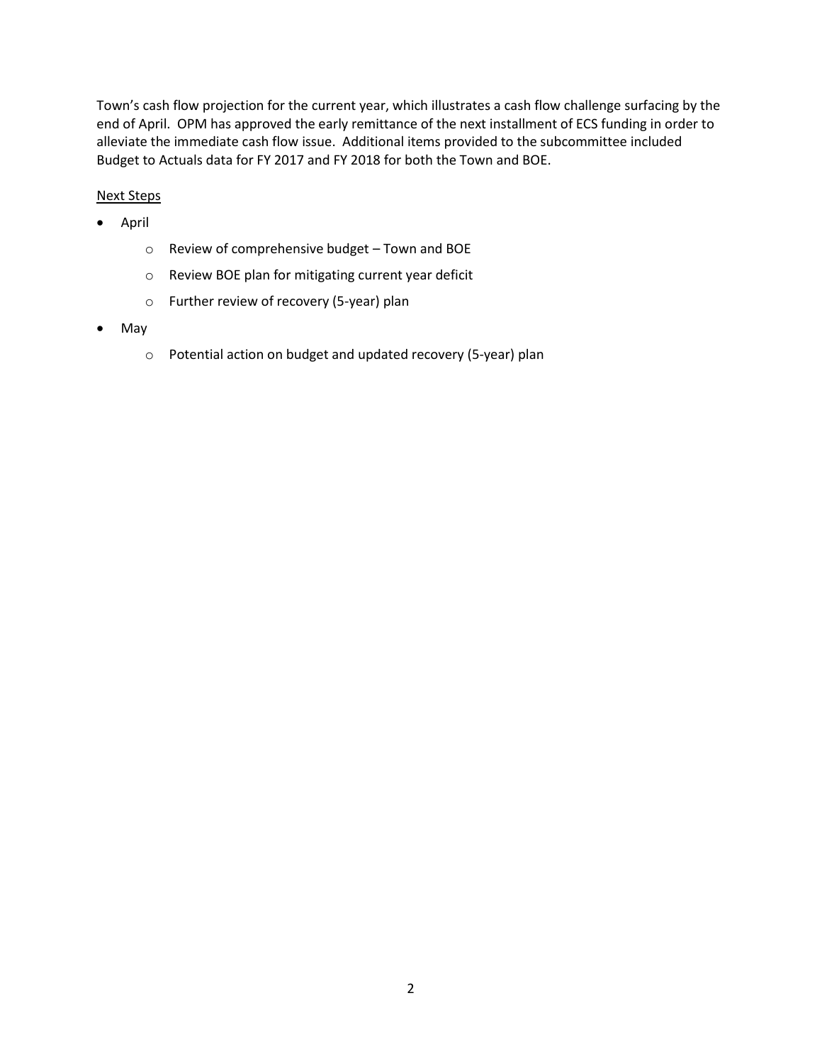Town's cash flow projection for the current year, which illustrates a cash flow challenge surfacing by the end of April. OPM has approved the early remittance of the next installment of ECS funding in order to alleviate the immediate cash flow issue. Additional items provided to the subcommittee included Budget to Actuals data for FY 2017 and FY 2018 for both the Town and BOE.

<u>Next Steps</u>

- April
  - Review of comprehensive budget – Town and BOE
  - Review BOE plan for mitigating current year deficit
  - Further review of recovery (5-year) plan
- May
  - Potential action on budget and updated recovery (5-year) plan